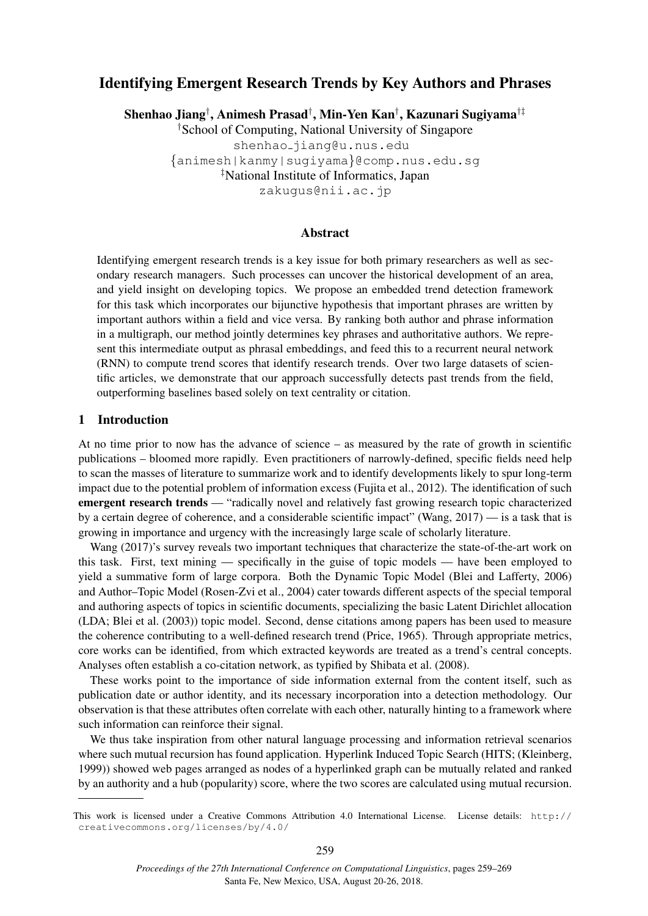# Identifying Emergent Research Trends by Key Authors and Phrases

**Shenhao Jiang**[†], **Animesh Prasad**[†], **Min-Yen Kan**[†], **Kazunari Sugiyama**[†‡]

[†]School of Computing, National University of Singapore

shenhao_jiang@u.nus.edu

{animesh|kanmy|sugiyama}@comp.nus.edu.sg

[‡]National Institute of Informatics, Japan

zakugus@nii.ac.jp

## Abstract

Identifying emergent research trends is a key issue for both primary researchers as well as secondary research managers. Such processes can uncover the historical development of an area, and yield insight on developing topics. We propose an embedded trend detection framework for this task which incorporates our bijunctive hypothesis that important phrases are written by important authors within a field and vice versa. By ranking both author and phrase information in a multigraph, our method jointly determines key phrases and authoritative authors. We represent this intermediate output as phrasal embeddings, and feed this to a recurrent neural network (RNN) to compute trend scores that identify research trends. Over two large datasets of scientific articles, we demonstrate that our approach successfully detects past trends from the field, outperforming baselines based solely on text centrality or citation.

## 1 Introduction

At no time prior to now has the advance of science – as measured by the rate of growth in scientific publications – bloomed more rapidly. Even practitioners of narrowly-defined, specific fields need help to scan the masses of literature to summarize work and to identify developments likely to spur long-term impact due to the potential problem of information excess (Fujita et al., 2012). The identification of such **emergent research trends** — "radically novel and relatively fast growing research topic characterized by a certain degree of coherence, and a considerable scientific impact" (Wang, 2017) — is a task that is growing in importance and urgency with the increasingly large scale of scholarly literature.

Wang (2017)'s survey reveals two important techniques that characterize the state-of-the-art work on this task. First, text mining — specifically in the guise of topic models — have been employed to yield a summative form of large corpora. Both the Dynamic Topic Model (Blei and Lafferty, 2006) and Author–Topic Model (Rosen-Zvi et al., 2004) cater towards different aspects of the special temporal and authoring aspects of topics in scientific documents, specializing the basic Latent Dirichlet allocation (LDA; Blei et al. (2003)) topic model. Second, dense citations among papers has been used to measure the coherence contributing to a well-defined research trend (Price, 1965). Through appropriate metrics, core works can be identified, from which extracted keywords are treated as a trend's central concepts. Analyses often establish a co-citation network, as typified by Shibata et al. (2008).

These works point to the importance of side information external from the content itself, such as publication date or author identity, and its necessary incorporation into a detection methodology. Our observation is that these attributes often correlate with each other, naturally hinting to a framework where such information can reinforce their signal.

We thus take inspiration from other natural language processing and information retrieval scenarios where such mutual recursion has found application. Hyperlink Induced Topic Search (HITS; (Kleinberg, 1999)) showed web pages arranged as nodes of a hyperlinked graph can be mutually related and ranked by an authority and a hub (popularity) score, where the two scores are calculated using mutual recursion.

---

This work is licensed under a Creative Commons Attribution 4.0 International License. License details: http://creativecommons.org/licenses/by/4.0/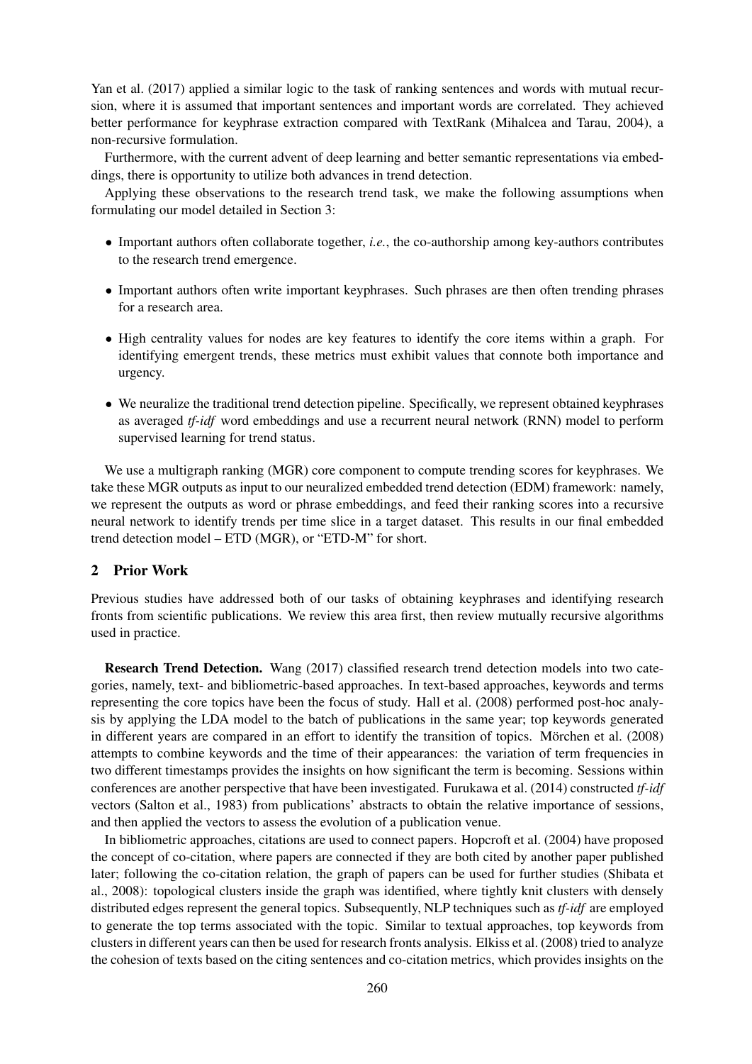Yan et al. (2017) applied a similar logic to the task of ranking sentences and words with mutual recursion, where it is assumed that important sentences and important words are correlated. They achieved better performance for keyphrase extraction compared with TextRank (Mihalcea and Tarau, 2004), a non-recursive formulation.

Furthermore, with the current advent of deep learning and better semantic representations via embeddings, there is opportunity to utilize both advances in trend detection.

Applying these observations to the research trend task, we make the following assumptions when formulating our model detailed in Section 3:

- Important authors often collaborate together, *i.e.*, the co-authorship among key-authors contributes to the research trend emergence.
- Important authors often write important keyphrases. Such phrases are then often trending phrases for a research area.
- High centrality values for nodes are key features to identify the core items within a graph. For identifying emergent trends, these metrics must exhibit values that connote both importance and urgency.
- We neuralize the traditional trend detection pipeline. Specifically, we represent obtained keyphrases as averaged *tf-idf* word embeddings and use a recurrent neural network (RNN) model to perform supervised learning for trend status.

We use a multigraph ranking (MGR) core component to compute trending scores for keyphrases. We take these MGR outputs as input to our neuralized embedded trend detection (EDM) framework: namely, we represent the outputs as word or phrase embeddings, and feed their ranking scores into a recursive neural network to identify trends per time slice in a target dataset. This results in our final embedded trend detection model – ETD (MGR), or "ETD-M" for short.

## 2 Prior Work

Previous studies have addressed both of our tasks of obtaining keyphrases and identifying research fronts from scientific publications. We review this area first, then review mutually recursive algorithms used in practice.

**Research Trend Detection.** Wang (2017) classified research trend detection models into two categories, namely, text- and bibliometric-based approaches. In text-based approaches, keywords and terms representing the core topics have been the focus of study. Hall et al. (2008) performed post-hoc analysis by applying the LDA model to the batch of publications in the same year; top keywords generated in different years are compared in an effort to identify the transition of topics. Mörchen et al. (2008) attempts to combine keywords and the time of their appearances: the variation of term frequencies in two different timestamps provides the insights on how significant the term is becoming. Sessions within conferences are another perspective that have been investigated. Furukawa et al. (2014) constructed *tf-idf* vectors (Salton et al., 1983) from publications' abstracts to obtain the relative importance of sessions, and then applied the vectors to assess the evolution of a publication venue.

In bibliometric approaches, citations are used to connect papers. Hopcroft et al. (2004) have proposed the concept of co-citation, where papers are connected if they are both cited by another paper published later; following the co-citation relation, the graph of papers can be used for further studies (Shibata et al., 2008): topological clusters inside the graph was identified, where tightly knit clusters with densely distributed edges represent the general topics. Subsequently, NLP techniques such as *tf-idf* are employed to generate the top terms associated with the topic. Similar to textual approaches, top keywords from clusters in different years can then be used for research fronts analysis. Elkiss et al. (2008) tried to analyze the cohesion of texts based on the citing sentences and co-citation metrics, which provides insights on the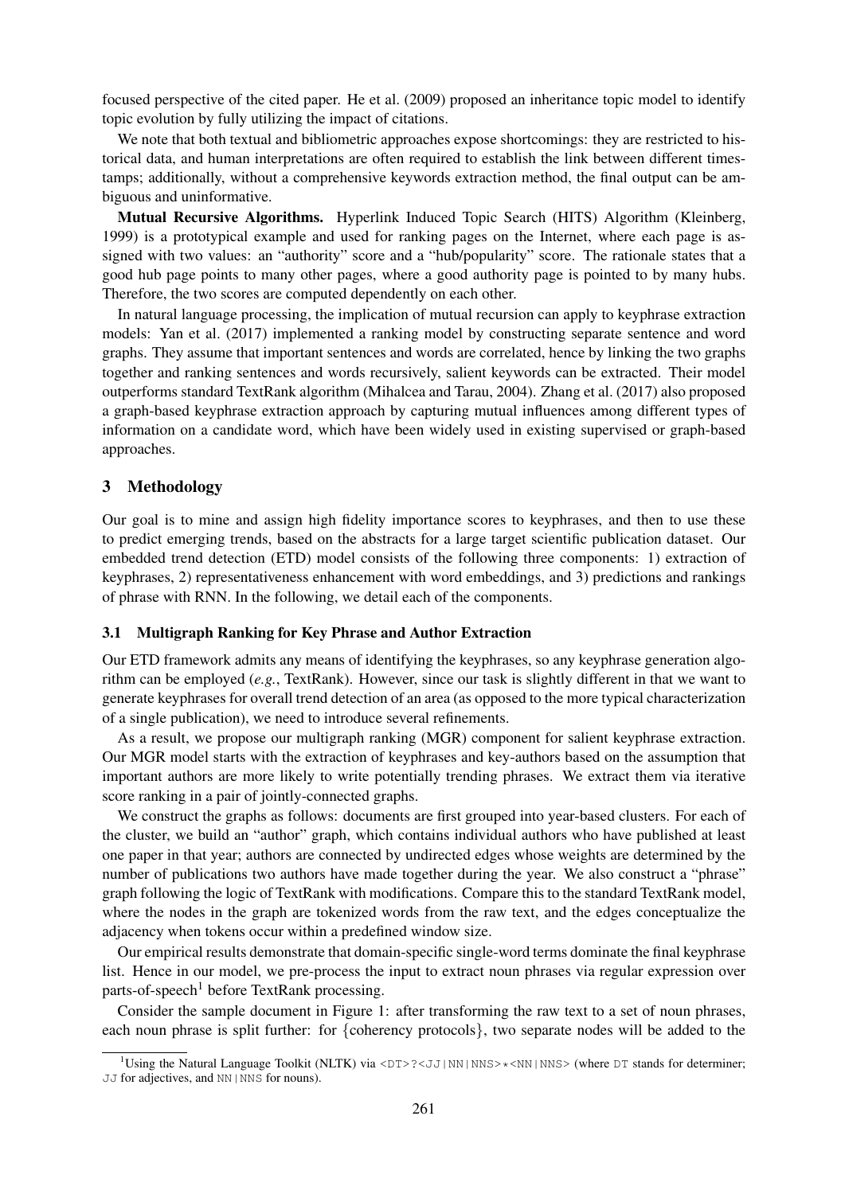focused perspective of the cited paper. He et al. (2009) proposed an inheritance topic model to identify topic evolution by fully utilizing the impact of citations.

We note that both textual and bibliometric approaches expose shortcomings: they are restricted to historical data, and human interpretations are often required to establish the link between different timestamps; additionally, without a comprehensive keywords extraction method, the final output can be ambiguous and uninformative.

**Mutual Recursive Algorithms.** Hyperlink Induced Topic Search (HITS) Algorithm (Kleinberg, 1999) is a prototypical example and used for ranking pages on the Internet, where each page is assigned with two values: an "authority" score and a "hub/popularity" score. The rationale states that a good hub page points to many other pages, where a good authority page is pointed to by many hubs. Therefore, the two scores are computed dependently on each other.

In natural language processing, the implication of mutual recursion can apply to keyphrase extraction models: Yan et al. (2017) implemented a ranking model by constructing separate sentence and word graphs. They assume that important sentences and words are correlated, hence by linking the two graphs together and ranking sentences and words recursively, salient keywords can be extracted. Their model outperforms standard TextRank algorithm (Mihalcea and Tarau, 2004). Zhang et al. (2017) also proposed a graph-based keyphrase extraction approach by capturing mutual influences among different types of information on a candidate word, which have been widely used in existing supervised or graph-based approaches.

## 3 Methodology

Our goal is to mine and assign high fidelity importance scores to keyphrases, and then to use these to predict emerging trends, based on the abstracts for a large target scientific publication dataset. Our embedded trend detection (ETD) model consists of the following three components: 1) extraction of keyphrases, 2) representativeness enhancement with word embeddings, and 3) predictions and rankings of phrase with RNN. In the following, we detail each of the components.

### 3.1 Multigraph Ranking for Key Phrase and Author Extraction

Our ETD framework admits any means of identifying the keyphrases, so any keyphrase generation algorithm can be employed (*e.g.*, TextRank). However, since our task is slightly different in that we want to generate keyphrases for overall trend detection of an area (as opposed to the more typical characterization of a single publication), we need to introduce several refinements.

As a result, we propose our multigraph ranking (MGR) component for salient keyphrase extraction. Our MGR model starts with the extraction of keyphrases and key-authors based on the assumption that important authors are more likely to write potentially trending phrases. We extract them via iterative score ranking in a pair of jointly-connected graphs.

We construct the graphs as follows: documents are first grouped into year-based clusters. For each of the cluster, we build an "author" graph, which contains individual authors who have published at least one paper in that year; authors are connected by undirected edges whose weights are determined by the number of publications two authors have made together during the year. We also construct a "phrase" graph following the logic of TextRank with modifications. Compare this to the standard TextRank model, where the nodes in the graph are tokenized words from the raw text, and the edges conceptualize the adjacency when tokens occur within a predefined window size.

Our empirical results demonstrate that domain-specific single-word terms dominate the final keyphrase list. Hence in our model, we pre-process the input to extract noun phrases via regular expression over parts-of-speech[1] before TextRank processing.

Consider the sample document in Figure 1: after transforming the raw text to a set of noun phrases, each noun phrase is split further: for {coherency protocols}, two separate nodes will be added to the

[1] Using the Natural Language Toolkit (NLTK) via `<DT>?<JJ|NN|NNS>*<NN|NNS>` (where `DT` stands for determiner; `JJ` for adjectives, and `NN|NNS` for nouns).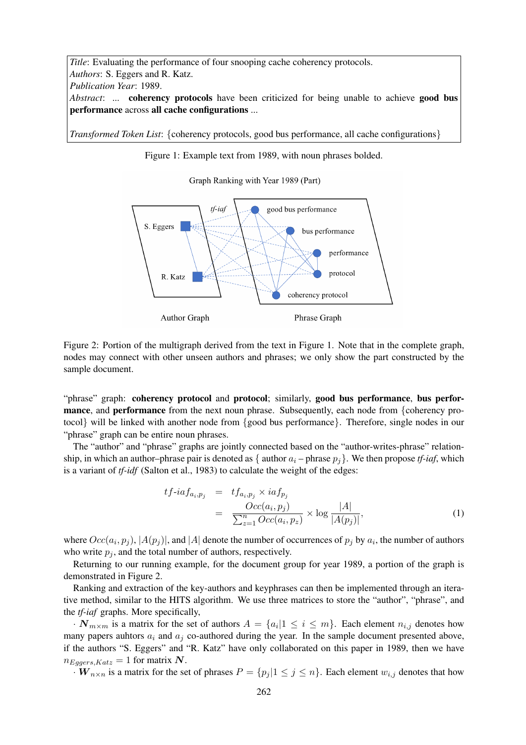*Title*: Evaluating the performance of four snooping cache coherency protocols.
*Authors*: S. Eggers and R. Katz.
*Publication Year*: 1989.
*Abstract*: ... **coherency protocols** have been criticized for being unable to achieve **good bus performance** across **all cache configurations** ...

*Transformed Token List*: {coherency protocols, good bus performance, all cache configurations}

Figure 1: Example text from 1989, with noun phrases bolded.

Graph Ranking with Year 1989 (Part)

Figure 2: Portion of the multigraph derived from the text in Figure 1. Note that in the complete graph, nodes may connect with other unseen authors and phrases; we only show the part constructed by the sample document.

"phrase" graph: **coherency protocol** and **protocol**; similarly, **good bus performance**, **bus performance**, and **performance** from the next noun phrase. Subsequently, each node from {coherency protocol} will be linked with another node from {good bus performance}. Therefore, single nodes in our "phrase" graph can be entire noun phrases.

The "author" and "phrase" graphs are jointly connected based on the "author-writes-phrase" relationship, in which an author–phrase pair is denoted as { author $a_i$ – phrase $p_j$}. We then propose *tf-iaf*, which is a variant of *tf-idf* (Salton et al., 1983) to calculate the weight of the edges:

$$\begin{aligned} tf\text{-}iaf_{a_i,p_j} &= tf_{a_i,p_j} \times iaf_{p_j} \\ &= \frac{Occ(a_i,p_j)}{\sum_{z=1}^{n} Occ(a_i,p_z)} \times \log \frac{|A|}{|A(p_j)|}, \end{aligned} \tag{1}$$

where $Occ(a_i, p_j)$, $|A(p_j)|$, and $|A|$ denote the number of occurrences of $p_j$ by $a_i$, the number of authors who write $p_j$, and the total number of authors, respectively.

Returning to our running example, for the document group for year 1989, a portion of the graph is demonstrated in Figure 2.

Ranking and extraction of the key-authors and keyphrases can then be implemented through an iterative method, similar to the HITS algorithm. We use three matrices to store the "author", "phrase", and the *tf-iaf* graphs. More specifically,

· $\boldsymbol{N}_{m\times m}$ is a matrix for the set of authors $A = \{a_i|1 \leq i \leq m\}$. Each element $n_{i,j}$ denotes how many papers auhtors $a_i$ and $a_j$ co-authored during the year. In the sample document presented above, if the authors "S. Eggers" and "R. Katz" have only collaborated on this paper in 1989, then we have $n_{Eggers,Katz} = 1$ for matrix $\boldsymbol{N}$.

· $\boldsymbol{W}_{n\times n}$ is a matrix for the set of phrases $P = \{p_j|1 \leq j \leq n\}$. Each element $w_{i,j}$ denotes that how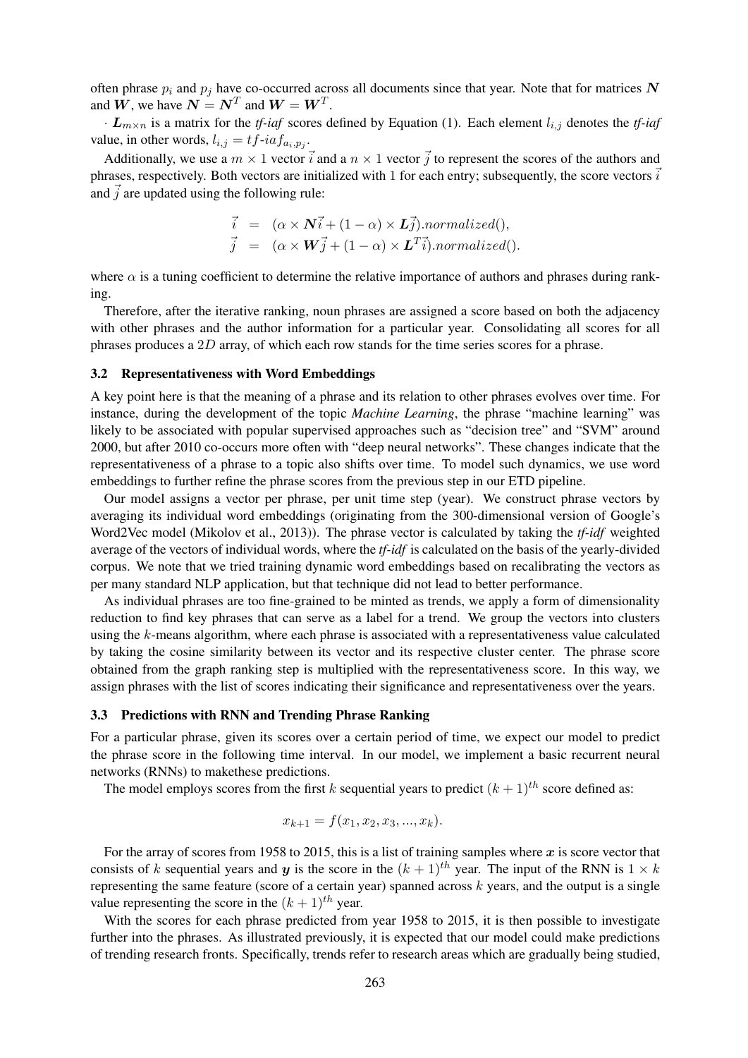often phrase $p_i$ and $p_j$ have co-occurred across all documents since that year. Note that for matrices $\boldsymbol{N}$ and $\boldsymbol{W}$, we have $\boldsymbol{N} = \boldsymbol{N}^T$ and $\boldsymbol{W} = \boldsymbol{W}^T$.

· $\boldsymbol{L}_{m \times n}$ is a matrix for the *tf-iaf* scores defined by Equation (1). Each element $l_{i,j}$ denotes the *tf-iaf* value, in other words, $l_{i,j} = tf\text{-}iaf_{a_i,p_j}$.

Additionally, we use a $m \times 1$ vector $\vec{i}$ and a $n \times 1$ vector $\vec{j}$ to represent the scores of the authors and phrases, respectively. Both vectors are initialized with 1 for each entry; subsequently, the score vectors $\vec{i}$ and $\vec{j}$ are updated using the following rule:

$$\vec{i} = (\alpha \times \boldsymbol{N}\vec{i} + (1-\alpha) \times \boldsymbol{L}\vec{j}).normalized(),$$
$$\vec{j} = (\alpha \times \boldsymbol{W}\vec{j} + (1-\alpha) \times \boldsymbol{L}^T\vec{i}).normalized().$$

where $\alpha$ is a tuning coefficient to determine the relative importance of authors and phrases during ranking.

Therefore, after the iterative ranking, noun phrases are assigned a score based on both the adjacency with other phrases and the author information for a particular year. Consolidating all scores for all phrases produces a $2D$ array, of which each row stands for the time series scores for a phrase.

### 3.2 Representativeness with Word Embeddings

A key point here is that the meaning of a phrase and its relation to other phrases evolves over time. For instance, during the development of the topic *Machine Learning*, the phrase "machine learning" was likely to be associated with popular supervised approaches such as "decision tree" and "SVM" around 2000, but after 2010 co-occurs more often with "deep neural networks". These changes indicate that the representativeness of a phrase to a topic also shifts over time. To model such dynamics, we use word embeddings to further refine the phrase scores from the previous step in our ETD pipeline.

Our model assigns a vector per phrase, per unit time step (year). We construct phrase vectors by averaging its individual word embeddings (originating from the 300-dimensional version of Google's Word2Vec model (Mikolov et al., 2013)). The phrase vector is calculated by taking the *tf-idf* weighted average of the vectors of individual words, where the *tf-idf* is calculated on the basis of the yearly-divided corpus. We note that we tried training dynamic word embeddings based on recalibrating the vectors as per many standard NLP application, but that technique did not lead to better performance.

As individual phrases are too fine-grained to be minted as trends, we apply a form of dimensionality reduction to find key phrases that can serve as a label for a trend. We group the vectors into clusters using the $k$-means algorithm, where each phrase is associated with a representativeness value calculated by taking the cosine similarity between its vector and its respective cluster center. The phrase score obtained from the graph ranking step is multiplied with the representativeness score. In this way, we assign phrases with the list of scores indicating their significance and representativeness over the years.

### 3.3 Predictions with RNN and Trending Phrase Ranking

For a particular phrase, given its scores over a certain period of time, we expect our model to predict the phrase score in the following time interval. In our model, we implement a basic recurrent neural networks (RNNs) to makethese predictions.

The model employs scores from the first $k$ sequential years to predict $(k+1)^{th}$ score defined as:

$$x_{k+1} = f(x_1, x_2, x_3, ..., x_k).$$

For the array of scores from 1958 to 2015, this is a list of training samples where $\boldsymbol{x}$ is score vector that consists of $k$ sequential years and $\boldsymbol{y}$ is the score in the $(k+1)^{th}$ year. The input of the RNN is $1 \times k$ representing the same feature (score of a certain year) spanned across $k$ years, and the output is a single value representing the score in the $(k+1)^{th}$ year.

With the scores for each phrase predicted from year 1958 to 2015, it is then possible to investigate further into the phrases. As illustrated previously, it is expected that our model could make predictions of trending research fronts. Specifically, trends refer to research areas which are gradually being studied,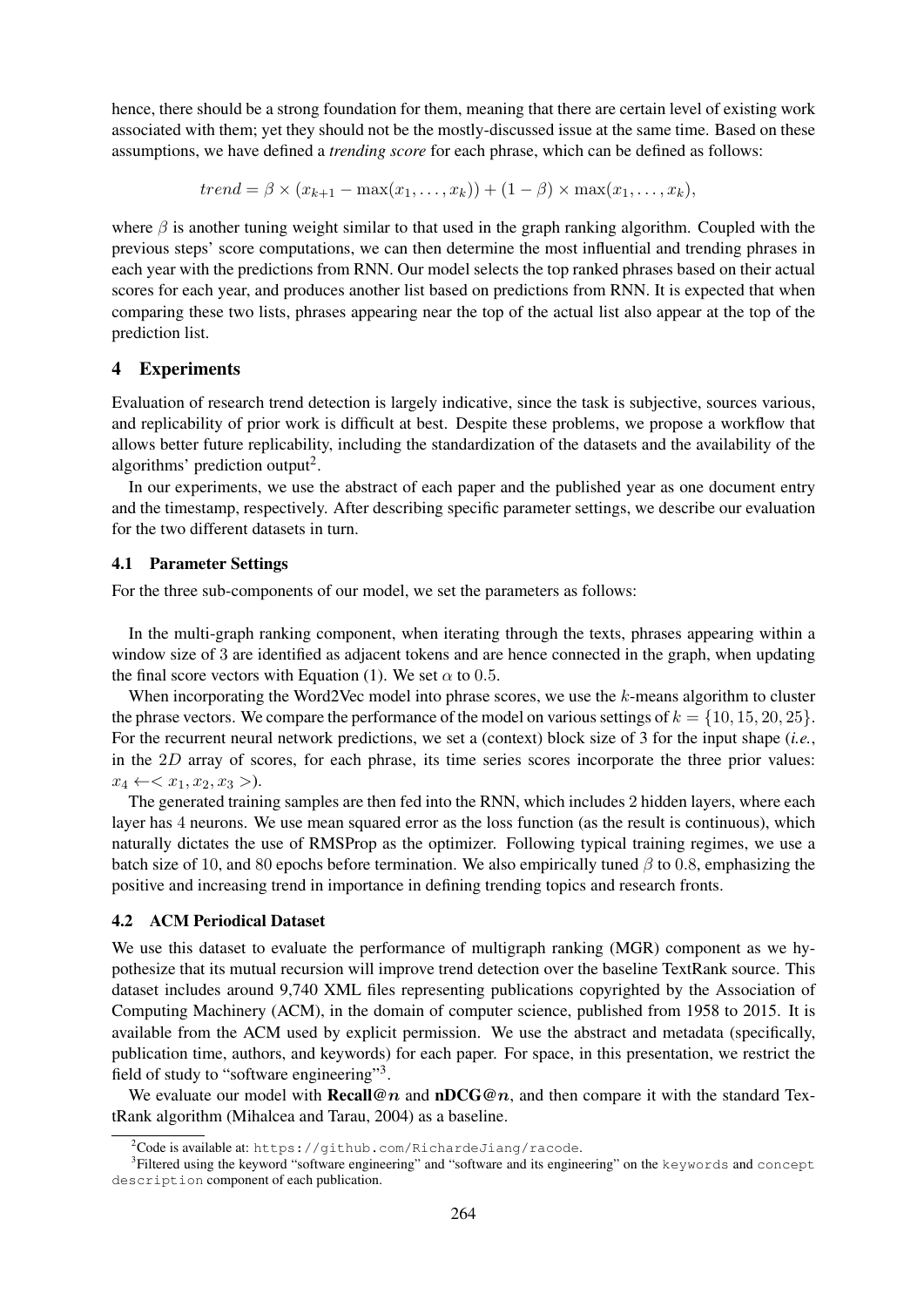hence, there should be a strong foundation for them, meaning that there are certain level of existing work associated with them; yet they should not be the mostly-discussed issue at the same time. Based on these assumptions, we have defined a *trending score* for each phrase, which can be defined as follows:

$$trend = \beta \times (x_{k+1} - \max(x_1, \ldots, x_k)) + (1 - \beta) \times \max(x_1, \ldots, x_k),$$

where $\beta$ is another tuning weight similar to that used in the graph ranking algorithm. Coupled with the previous steps' score computations, we can then determine the most influential and trending phrases in each year with the predictions from RNN. Our model selects the top ranked phrases based on their actual scores for each year, and produces another list based on predictions from RNN. It is expected that when comparing these two lists, phrases appearing near the top of the actual list also appear at the top of the prediction list.

## 4 Experiments

Evaluation of research trend detection is largely indicative, since the task is subjective, sources various, and replicability of prior work is difficult at best. Despite these problems, we propose a workflow that allows better future replicability, including the standardization of the datasets and the availability of the algorithms' prediction output[2].

In our experiments, we use the abstract of each paper and the published year as one document entry and the timestamp, respectively. After describing specific parameter settings, we describe our evaluation for the two different datasets in turn.

### 4.1 Parameter Settings

For the three sub-components of our model, we set the parameters as follows:

In the multi-graph ranking component, when iterating through the texts, phrases appearing within a window size of 3 are identified as adjacent tokens and are hence connected in the graph, when updating the final score vectors with Equation (1). We set $\alpha$ to $0.5$.

When incorporating the Word2Vec model into phrase scores, we use the $k$-means algorithm to cluster the phrase vectors. We compare the performance of the model on various settings of $k = \{10, 15, 20, 25\}$. For the recurrent neural network predictions, we set a (context) block size of 3 for the input shape (*i.e.*, in the $2D$ array of scores, for each phrase, its time series scores incorporate the three prior values: $x_4 \leftarrow < x_1, x_2, x_3 >$).

The generated training samples are then fed into the RNN, which includes 2 hidden layers, where each layer has 4 neurons. We use mean squared error as the loss function (as the result is continuous), which naturally dictates the use of RMSProp as the optimizer. Following typical training regimes, we use a batch size of 10, and 80 epochs before termination. We also empirically tuned $\beta$ to $0.8$, emphasizing the positive and increasing trend in importance in defining trending topics and research fronts.

### 4.2 ACM Periodical Dataset

We use this dataset to evaluate the performance of multigraph ranking (MGR) component as we hypothesize that its mutual recursion will improve trend detection over the baseline TextRank source. This dataset includes around 9,740 XML files representing publications copyrighted by the Association of Computing Machinery (ACM), in the domain of computer science, published from 1958 to 2015. It is available from the ACM used by explicit permission. We use the abstract and metadata (specifically, publication time, authors, and keywords) for each paper. For space, in this presentation, we restrict the field of study to "software engineering"[3].

We evaluate our model with **Recall@$n$** and **nDCG@$n$**, and then compare it with the standard TextRank algorithm (Mihalcea and Tarau, 2004) as a baseline.

[2] Code is available at: `https://github.com/RichardeJiang/racode`.

[3] Filtered using the keyword "software engineering" and "software and its engineering" on the `keywords` and `concept description` component of each publication.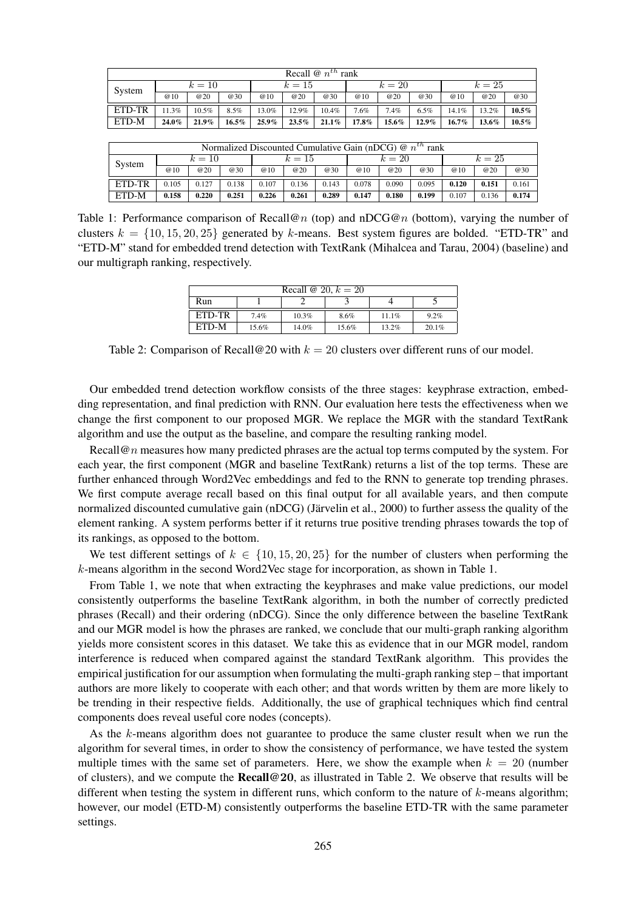| Recall @ $n^{th}$ rank | | | | | | | | | | | | |
|---|---|---|---|---|---|---|---|---|---|---|---|---|
| System | $k = 10$ | | | $k = 15$ | | | $k = 20$ | | | $k = 25$ | | |
| | @10 | @20 | @30 | @10 | @20 | @30 | @10 | @20 | @30 | @10 | @20 | @30 |
| ETD-TR | 11.3% | 10.5% | 8.5% | 13.0% | 12.9% | 10.4% | 7.6% | 7.4% | 6.5% | 14.1% | 13.2% | **10.5%** |
| ETD-M | **24.0%** | **21.9%** | **16.5%** | **25.9%** | **23.5%** | **21.1%** | **17.8%** | **15.6%** | **12.9%** | **16.7%** | **13.6%** | **10.5%** |

| Normalized Discounted Cumulative Gain (nDCG) @ $n^{th}$ rank | | | | | | | | | | | | |
|---|---|---|---|---|---|---|---|---|---|---|---|---|
| System | $k = 10$ | | | $k = 15$ | | | $k = 20$ | | | $k = 25$ | | |
| | @10 | @20 | @30 | @10 | @20 | @30 | @10 | @20 | @30 | @10 | @20 | @30 |
| ETD-TR | 0.105 | 0.127 | 0.138 | 0.107 | 0.136 | 0.143 | 0.078 | 0.090 | 0.095 | **0.120** | **0.151** | 0.161 |
| ETD-M | **0.158** | **0.220** | **0.251** | **0.226** | **0.261** | **0.289** | **0.147** | **0.180** | **0.199** | 0.107 | 0.136 | **0.174** |

Table 1: Performance comparison of Recall@$n$ (top) and nDCG@$n$ (bottom), varying the number of clusters $k = \{10, 15, 20, 25\}$ generated by $k$-means. Best system figures are bolded. "ETD-TR" and "ETD-M" stand for embedded trend detection with TextRank (Mihalcea and Tarau, 2004) (baseline) and our multigraph ranking, respectively.

| Recall @ 20, $k = 20$ | | | | | |
|---|---|---|---|---|---|
| Run | 1 | 2 | 3 | 4 | 5 |
| ETD-TR | 7.4% | 10.3% | 8.6% | 11.1% | 9.2% |
| ETD-M | 15.6% | 14.0% | 15.6% | 13.2% | 20.1% |

Table 2: Comparison of Recall@20 with $k = 20$ clusters over different runs of our model.

Our embedded trend detection workflow consists of the three stages: keyphrase extraction, embedding representation, and final prediction with RNN. Our evaluation here tests the effectiveness when we change the first component to our proposed MGR. We replace the MGR with the standard TextRank algorithm and use the output as the baseline, and compare the resulting ranking model.

Recall@$n$ measures how many predicted phrases are the actual top terms computed by the system. For each year, the first component (MGR and baseline TextRank) returns a list of the top terms. These are further enhanced through Word2Vec embeddings and fed to the RNN to generate top trending phrases. We first compute average recall based on this final output for all available years, and then compute normalized discounted cumulative gain (nDCG) (Järvelin et al., 2000) to further assess the quality of the element ranking. A system performs better if it returns true positive trending phrases towards the top of its rankings, as opposed to the bottom.

We test different settings of $k \in \{10, 15, 20, 25\}$ for the number of clusters when performing the $k$-means algorithm in the second Word2Vec stage for incorporation, as shown in Table 1.

From Table 1, we note that when extracting the keyphrases and make value predictions, our model consistently outperforms the baseline TextRank algorithm, in both the number of correctly predicted phrases (Recall) and their ordering (nDCG). Since the only difference between the baseline TextRank and our MGR model is how the phrases are ranked, we conclude that our multi-graph ranking algorithm yields more consistent scores in this dataset. We take this as evidence that in our MGR model, random interference is reduced when compared against the standard TextRank algorithm. This provides the empirical justification for our assumption when formulating the multi-graph ranking step – that important authors are more likely to cooperate with each other; and that words written by them are more likely to be trending in their respective fields. Additionally, the use of graphical techniques which find central components does reveal useful core nodes (concepts).

As the $k$-means algorithm does not guarantee to produce the same cluster result when we run the algorithm for several times, in order to show the consistency of performance, we have tested the system multiple times with the same set of parameters. Here, we show the example when $k = 20$ (number of clusters), and we compute the **Recall@20**, as illustrated in Table 2. We observe that results will be different when testing the system in different runs, which conform to the nature of $k$-means algorithm; however, our model (ETD-M) consistently outperforms the baseline ETD-TR with the same parameter settings.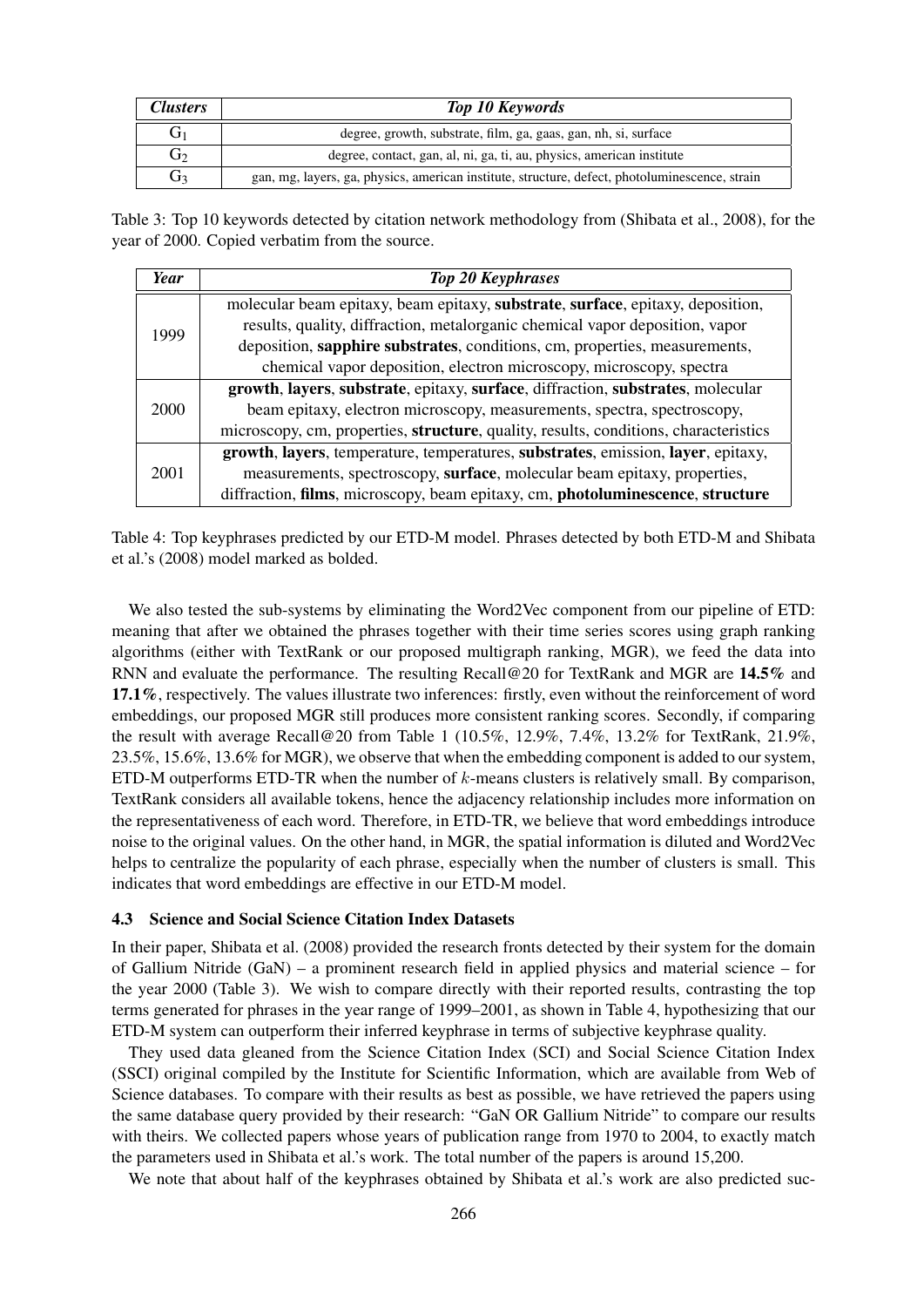| *Clusters* | *Top 10 Keywords* |
|---|---|
| $G_1$ | degree, growth, substrate, film, ga, gaas, gan, nh, si, surface |
| $G_2$ | degree, contact, gan, al, ni, ga, ti, au, physics, american institute |
| $G_3$ | gan, mg, layers, ga, physics, american institute, structure, defect, photoluminescence, strain |

Table 3: Top 10 keywords detected by citation network methodology from (Shibata et al., 2008), for the year of 2000. Copied verbatim from the source.

| *Year* | *Top 20 Keyphrases* |
|---|---|
| 1999 | molecular beam epitaxy, beam epitaxy, **substrate**, **surface**, epitaxy, deposition, results, quality, diffraction, metalorganic chemical vapor deposition, vapor deposition, **sapphire substrates**, conditions, cm, properties, measurements, chemical vapor deposition, electron microscopy, microscopy, spectra |
| 2000 | **growth**, **layers**, **substrate**, epitaxy, **surface**, diffraction, **substrates**, molecular beam epitaxy, electron microscopy, measurements, spectra, spectroscopy, microscopy, cm, properties, **structure**, quality, results, conditions, characteristics |
| 2001 | **growth**, **layers**, temperature, temperatures, **substrates**, emission, **layer**, epitaxy, measurements, spectroscopy, **surface**, molecular beam epitaxy, properties, diffraction, **films**, microscopy, beam epitaxy, cm, **photoluminescence**, **structure** |

Table 4: Top keyphrases predicted by our ETD-M model. Phrases detected by both ETD-M and Shibata et al.'s (2008) model marked as bolded.

We also tested the sub-systems by eliminating the Word2Vec component from our pipeline of ETD: meaning that after we obtained the phrases together with their time series scores using graph ranking algorithms (either with TextRank or our proposed multigraph ranking, MGR), we feed the data into RNN and evaluate the performance. The resulting Recall@20 for TextRank and MGR are **14.5%** and **17.1%**, respectively. The values illustrate two inferences: firstly, even without the reinforcement of word embeddings, our proposed MGR still produces more consistent ranking scores. Secondly, if comparing the result with average Recall@20 from Table 1 (10.5%, 12.9%, 7.4%, 13.2% for TextRank, 21.9%, 23.5%, 15.6%, 13.6% for MGR), we observe that when the embedding component is added to our system, ETD-M outperforms ETD-TR when the number of $k$-means clusters is relatively small. By comparison, TextRank considers all available tokens, hence the adjacency relationship includes more information on the representativeness of each word. Therefore, in ETD-TR, we believe that word embeddings introduce noise to the original values. On the other hand, in MGR, the spatial information is diluted and Word2Vec helps to centralize the popularity of each phrase, especially when the number of clusters is small. This indicates that word embeddings are effective in our ETD-M model.

### 4.3 Science and Social Science Citation Index Datasets

In their paper, Shibata et al. (2008) provided the research fronts detected by their system for the domain of Gallium Nitride (GaN) – a prominent research field in applied physics and material science – for the year 2000 (Table 3). We wish to compare directly with their reported results, contrasting the top terms generated for phrases in the year range of 1999–2001, as shown in Table 4, hypothesizing that our ETD-M system can outperform their inferred keyphrase in terms of subjective keyphrase quality.

They used data gleaned from the Science Citation Index (SCI) and Social Science Citation Index (SSCI) original compiled by the Institute for Scientific Information, which are available from Web of Science databases. To compare with their results as best as possible, we have retrieved the papers using the same database query provided by their research: "GaN OR Gallium Nitride" to compare our results with theirs. We collected papers whose years of publication range from 1970 to 2004, to exactly match the parameters used in Shibata et al.'s work. The total number of the papers is around 15,200.

We note that about half of the keyphrases obtained by Shibata et al.'s work are also predicted suc-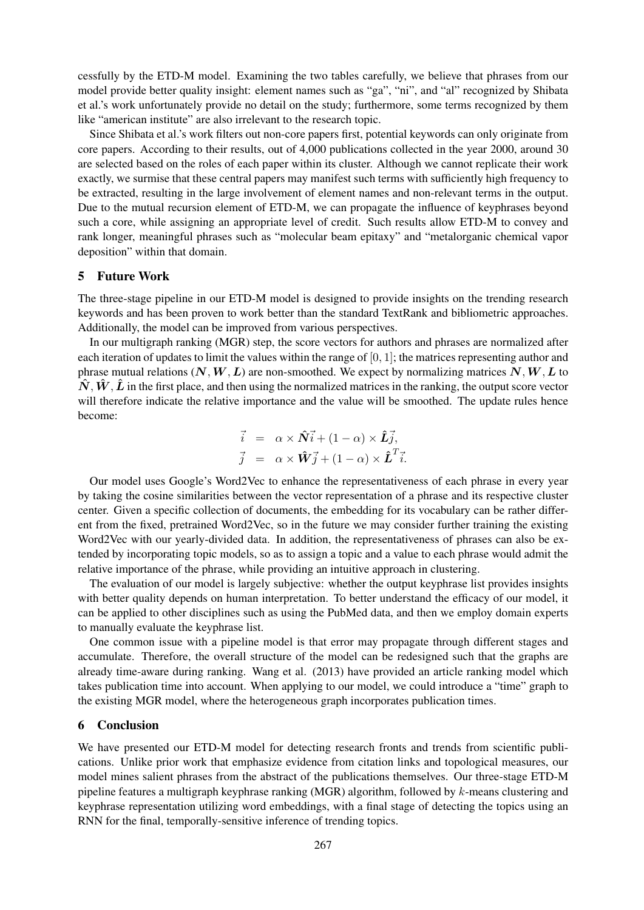cessfully by the ETD-M model. Examining the two tables carefully, we believe that phrases from our model provide better quality insight: element names such as "ga", "ni", and "al" recognized by Shibata et al.'s work unfortunately provide no detail on the study; furthermore, some terms recognized by them like "american institute" are also irrelevant to the research topic.

Since Shibata et al.'s work filters out non-core papers first, potential keywords can only originate from core papers. According to their results, out of 4,000 publications collected in the year 2000, around 30 are selected based on the roles of each paper within its cluster. Although we cannot replicate their work exactly, we surmise that these central papers may manifest such terms with sufficiently high frequency to be extracted, resulting in the large involvement of element names and non-relevant terms in the output. Due to the mutual recursion element of ETD-M, we can propagate the influence of keyphrases beyond such a core, while assigning an appropriate level of credit. Such results allow ETD-M to convey and rank longer, meaningful phrases such as "molecular beam epitaxy" and "metalorganic chemical vapor deposition" within that domain.

## 5 Future Work

The three-stage pipeline in our ETD-M model is designed to provide insights on the trending research keywords and has been proven to work better than the standard TextRank and bibliometric approaches. Additionally, the model can be improved from various perspectives.

In our multigraph ranking (MGR) step, the score vectors for authors and phrases are normalized after each iteration of updates to limit the values within the range of $[0, 1]$; the matrices representing author and phrase mutual relations ($\boldsymbol{N}, \boldsymbol{W}, \boldsymbol{L}$) are non-smoothed. We expect by normalizing matrices $\boldsymbol{N}, \boldsymbol{W}, \boldsymbol{L}$ to $\hat{\boldsymbol{N}}, \hat{\boldsymbol{W}}, \hat{\boldsymbol{L}}$ in the first place, and then using the normalized matrices in the ranking, the output score vector will therefore indicate the relative importance and the value will be smoothed. The update rules hence become:

$$\begin{aligned}
\vec{i} &= \alpha \times \hat{\boldsymbol{N}}\vec{i} + (1 - \alpha) \times \hat{\boldsymbol{L}}\vec{j}, \\
\vec{j} &= \alpha \times \hat{\boldsymbol{W}}\vec{j} + (1 - \alpha) \times \hat{\boldsymbol{L}}^T\vec{i}.
\end{aligned}$$

Our model uses Google's Word2Vec to enhance the representativeness of each phrase in every year by taking the cosine similarities between the vector representation of a phrase and its respective cluster center. Given a specific collection of documents, the embedding for its vocabulary can be rather different from the fixed, pretrained Word2Vec, so in the future we may consider further training the existing Word2Vec with our yearly-divided data. In addition, the representativeness of phrases can also be extended by incorporating topic models, so as to assign a topic and a value to each phrase would admit the relative importance of the phrase, while providing an intuitive approach in clustering.

The evaluation of our model is largely subjective: whether the output keyphrase list provides insights with better quality depends on human interpretation. To better understand the efficacy of our model, it can be applied to other disciplines such as using the PubMed data, and then we employ domain experts to manually evaluate the keyphrase list.

One common issue with a pipeline model is that error may propagate through different stages and accumulate. Therefore, the overall structure of the model can be redesigned such that the graphs are already time-aware during ranking. Wang et al. (2013) have provided an article ranking model which takes publication time into account. When applying to our model, we could introduce a "time" graph to the existing MGR model, where the heterogeneous graph incorporates publication times.

## 6 Conclusion

We have presented our ETD-M model for detecting research fronts and trends from scientific publications. Unlike prior work that emphasize evidence from citation links and topological measures, our model mines salient phrases from the abstract of the publications themselves. Our three-stage ETD-M pipeline features a multigraph keyphrase ranking (MGR) algorithm, followed by $k$-means clustering and keyphrase representation utilizing word embeddings, with a final stage of detecting the topics using an RNN for the final, temporally-sensitive inference of trending topics.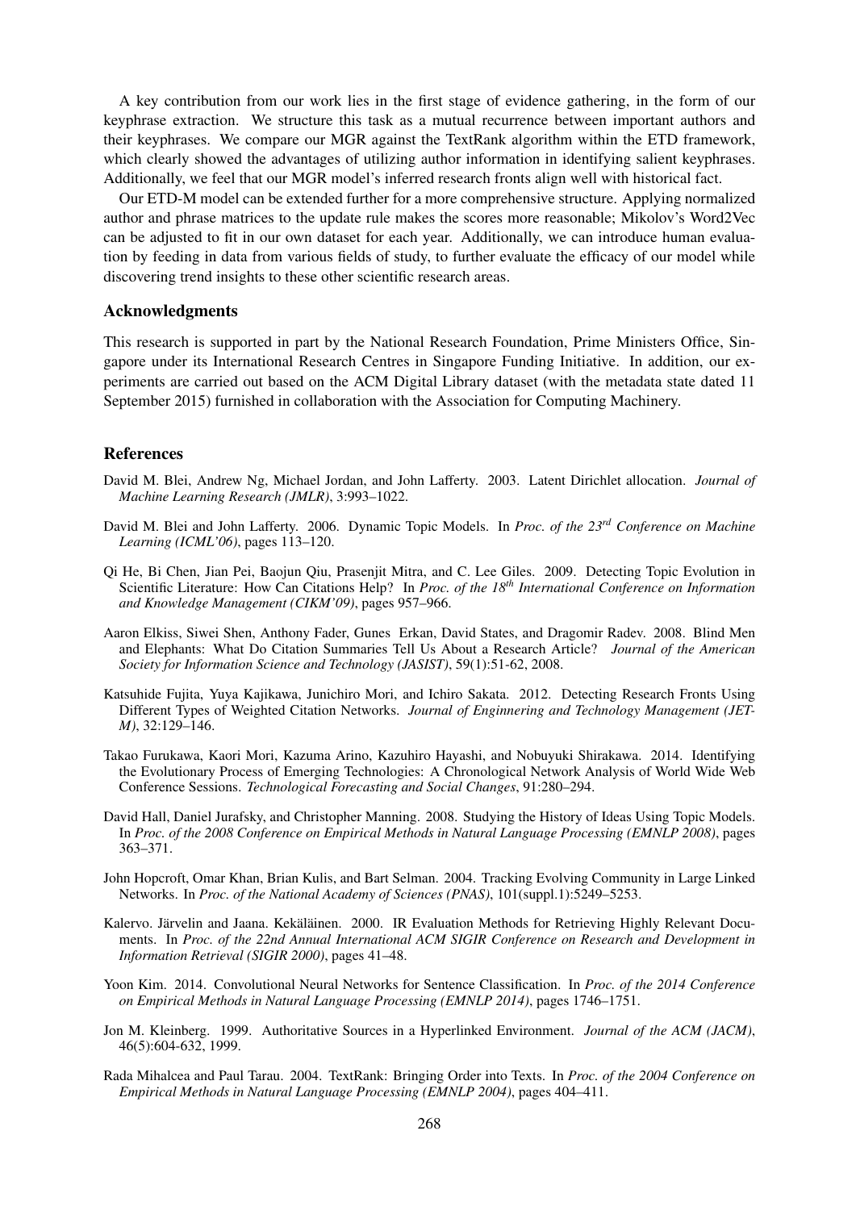A key contribution from our work lies in the first stage of evidence gathering, in the form of our keyphrase extraction. We structure this task as a mutual recurrence between important authors and their keyphrases. We compare our MGR against the TextRank algorithm within the ETD framework, which clearly showed the advantages of utilizing author information in identifying salient keyphrases. Additionally, we feel that our MGR model's inferred research fronts align well with historical fact.

Our ETD-M model can be extended further for a more comprehensive structure. Applying normalized author and phrase matrices to the update rule makes the scores more reasonable; Mikolov's Word2Vec can be adjusted to fit in our own dataset for each year. Additionally, we can introduce human evaluation by feeding in data from various fields of study, to further evaluate the efficacy of our model while discovering trend insights to these other scientific research areas.

## Acknowledgments

This research is supported in part by the National Research Foundation, Prime Ministers Office, Singapore under its International Research Centres in Singapore Funding Initiative. In addition, our experiments are carried out based on the ACM Digital Library dataset (with the metadata state dated 11 September 2015) furnished in collaboration with the Association for Computing Machinery.

## References

David M. Blei, Andrew Ng, Michael Jordan, and John Lafferty. 2003. Latent Dirichlet allocation. *Journal of Machine Learning Research (JMLR)*, 3:993–1022.

David M. Blei and John Lafferty. 2006. Dynamic Topic Models. In *Proc. of the 23rd Conference on Machine Learning (ICML'06)*, pages 113–120.

Qi He, Bi Chen, Jian Pei, Baojun Qiu, Prasenjit Mitra, and C. Lee Giles. 2009. Detecting Topic Evolution in Scientific Literature: How Can Citations Help? In *Proc. of the 18th International Conference on Information and Knowledge Management (CIKM'09)*, pages 957–966.

Aaron Elkiss, Siwei Shen, Anthony Fader, Gunes Erkan, David States, and Dragomir Radev. 2008. Blind Men and Elephants: What Do Citation Summaries Tell Us About a Research Article? *Journal of the American Society for Information Science and Technology (JASIST)*, 59(1):51-62, 2008.

Katsuhide Fujita, Yuya Kajikawa, Junichiro Mori, and Ichiro Sakata. 2012. Detecting Research Fronts Using Different Types of Weighted Citation Networks. *Journal of Enginnering and Technology Management (JET-M)*, 32:129–146.

Takao Furukawa, Kaori Mori, Kazuma Arino, Kazuhiro Hayashi, and Nobuyuki Shirakawa. 2014. Identifying the Evolutionary Process of Emerging Technologies: A Chronological Network Analysis of World Wide Web Conference Sessions. *Technological Forecasting and Social Changes*, 91:280–294.

David Hall, Daniel Jurafsky, and Christopher Manning. 2008. Studying the History of Ideas Using Topic Models. In *Proc. of the 2008 Conference on Empirical Methods in Natural Language Processing (EMNLP 2008)*, pages 363–371.

John Hopcroft, Omar Khan, Brian Kulis, and Bart Selman. 2004. Tracking Evolving Community in Large Linked Networks. In *Proc. of the National Academy of Sciences (PNAS)*, 101(suppl.1):5249–5253.

Kalervo. Järvelin and Jaana. Kekäläinen. 2000. IR Evaluation Methods for Retrieving Highly Relevant Documents. In *Proc. of the 22nd Annual International ACM SIGIR Conference on Research and Development in Information Retrieval (SIGIR 2000)*, pages 41–48.

Yoon Kim. 2014. Convolutional Neural Networks for Sentence Classification. In *Proc. of the 2014 Conference on Empirical Methods in Natural Language Processing (EMNLP 2014)*, pages 1746–1751.

Jon M. Kleinberg. 1999. Authoritative Sources in a Hyperlinked Environment. *Journal of the ACM (JACM)*, 46(5):604-632, 1999.

Rada Mihalcea and Paul Tarau. 2004. TextRank: Bringing Order into Texts. In *Proc. of the 2004 Conference on Empirical Methods in Natural Language Processing (EMNLP 2004)*, pages 404–411.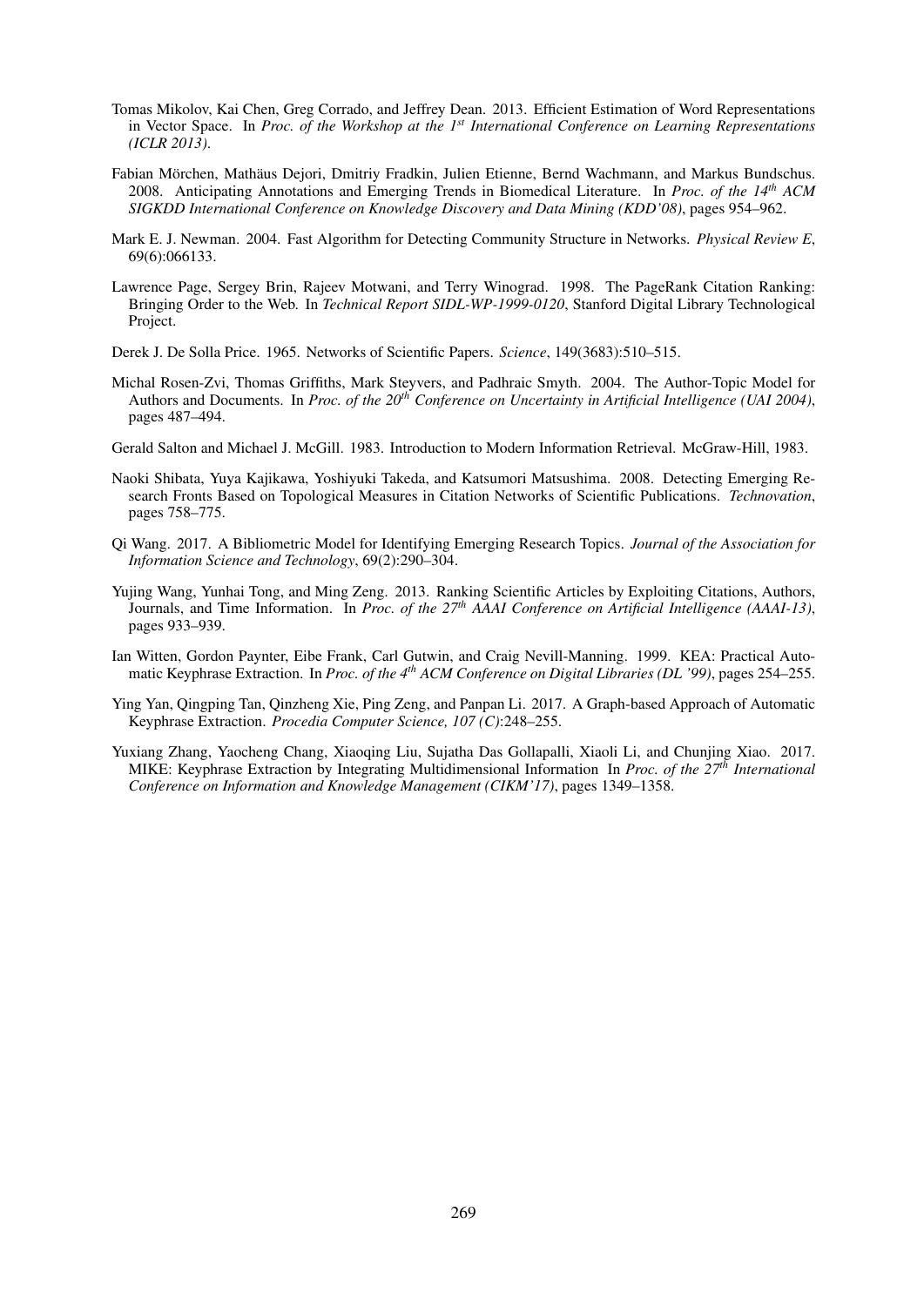Tomas Mikolov, Kai Chen, Greg Corrado, and Jeffrey Dean. 2013. Efficient Estimation of Word Representations in Vector Space. In *Proc. of the Workshop at the 1st International Conference on Learning Representations (ICLR 2013)*.

Fabian Mörchen, Mathäus Dejori, Dmitriy Fradkin, Julien Etienne, Bernd Wachmann, and Markus Bundschus. 2008. Anticipating Annotations and Emerging Trends in Biomedical Literature. In *Proc. of the 14th ACM SIGKDD International Conference on Knowledge Discovery and Data Mining (KDD'08)*, pages 954–962.

Mark E. J. Newman. 2004. Fast Algorithm for Detecting Community Structure in Networks. *Physical Review E*, 69(6):066133.

Lawrence Page, Sergey Brin, Rajeev Motwani, and Terry Winograd. 1998. The PageRank Citation Ranking: Bringing Order to the Web. In *Technical Report SIDL-WP-1999-0120*, Stanford Digital Library Technological Project.

Derek J. De Solla Price. 1965. Networks of Scientific Papers. *Science*, 149(3683):510–515.

Michal Rosen-Zvi, Thomas Griffiths, Mark Steyvers, and Padhraic Smyth. 2004. The Author-Topic Model for Authors and Documents. In *Proc. of the 20th Conference on Uncertainty in Artificial Intelligence (UAI 2004)*, pages 487–494.

Gerald Salton and Michael J. McGill. 1983. Introduction to Modern Information Retrieval. McGraw-Hill, 1983.

Naoki Shibata, Yuya Kajikawa, Yoshiyuki Takeda, and Katsumori Matsushima. 2008. Detecting Emerging Research Fronts Based on Topological Measures in Citation Networks of Scientific Publications. *Technovation*, pages 758–775.

Qi Wang. 2017. A Bibliometric Model for Identifying Emerging Research Topics. *Journal of the Association for Information Science and Technology*, 69(2):290–304.

Yujing Wang, Yunhai Tong, and Ming Zeng. 2013. Ranking Scientific Articles by Exploiting Citations, Authors, Journals, and Time Information. In *Proc. of the 27th AAAI Conference on Artificial Intelligence (AAAI-13)*, pages 933–939.

Ian Witten, Gordon Paynter, Eibe Frank, Carl Gutwin, and Craig Nevill-Manning. 1999. KEA: Practical Automatic Keyphrase Extraction. In *Proc. of the 4th ACM Conference on Digital Libraries (DL '99)*, pages 254–255.

Ying Yan, Qingping Tan, Qinzheng Xie, Ping Zeng, and Panpan Li. 2017. A Graph-based Approach of Automatic Keyphrase Extraction. *Procedia Computer Science, 107 (C)*:248–255.

Yuxiang Zhang, Yaocheng Chang, Xiaoqing Liu, Sujatha Das Gollapalli, Xiaoli Li, and Chunjing Xiao. 2017. MIKE: Keyphrase Extraction by Integrating Multidimensional Information In *Proc. of the 27th International Conference on Information and Knowledge Management (CIKM'17)*, pages 1349–1358.